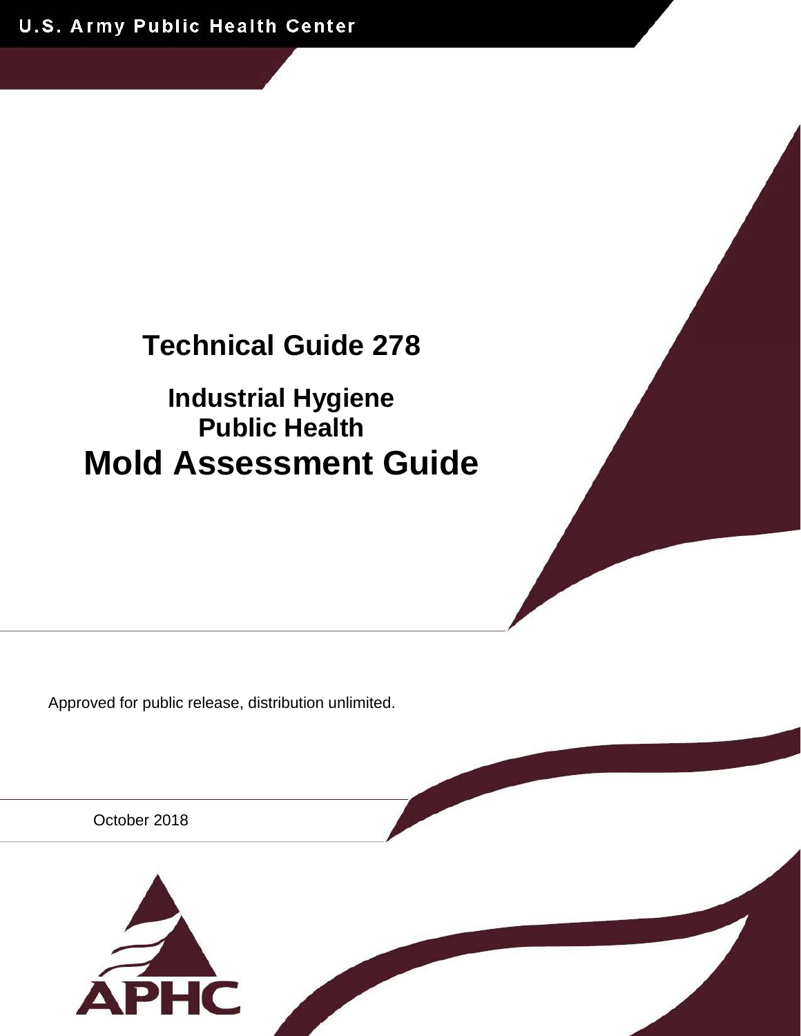U.S. Army Public Health Center

# Technical Guide 278

## Industrial Hygiene
## Public Health
# Mold Assessment Guide

Approved for public release, distribution unlimited.

October 2018

APHC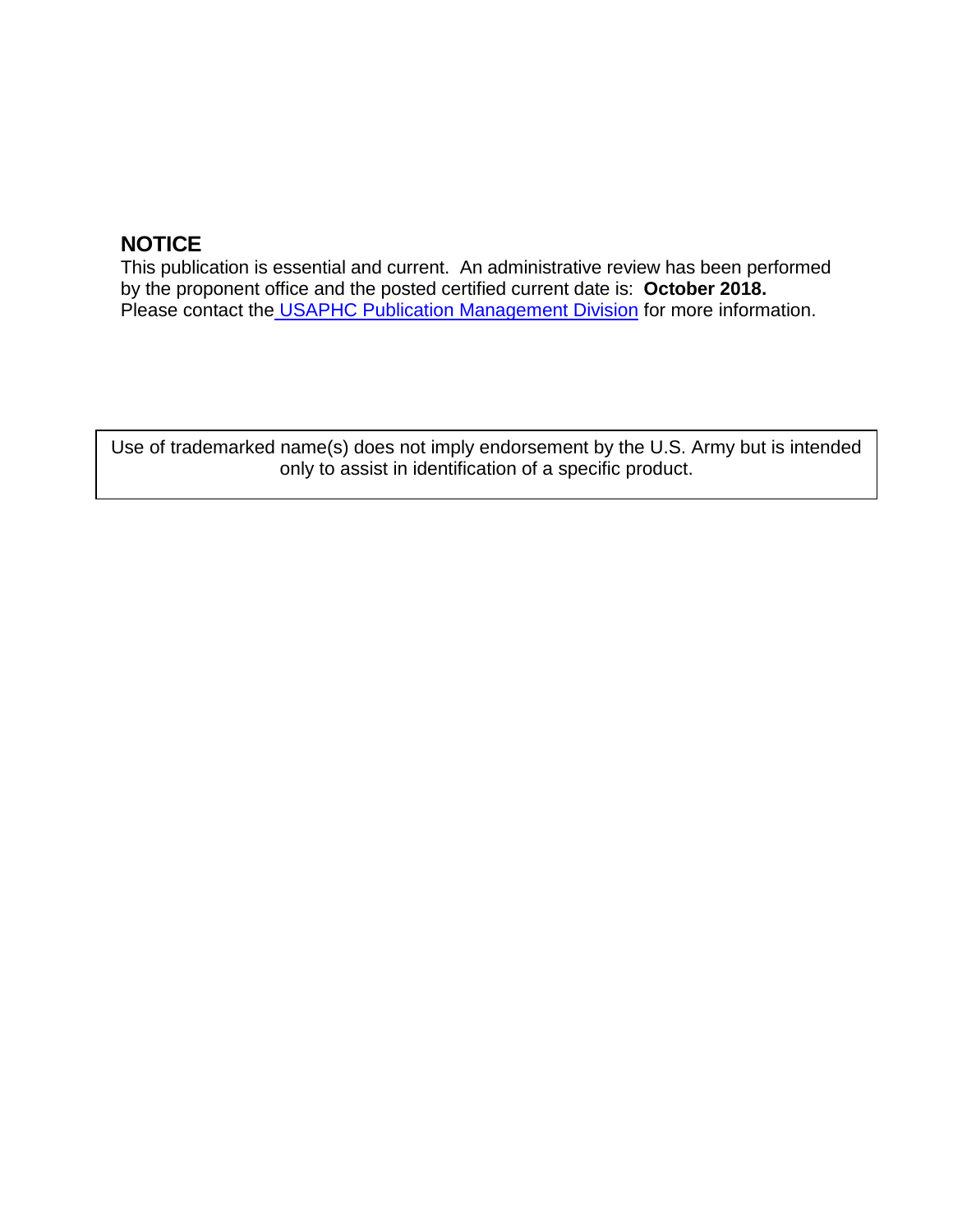**NOTICE**

This publication is essential and current. An administrative review has been performed by the proponent office and the posted certified current date is: **October 2018.** Please contact the USAPHC Publication Management Division for more information.

Use of trademarked name(s) does not imply endorsement by the U.S. Army but is intended only to assist in identification of a specific product.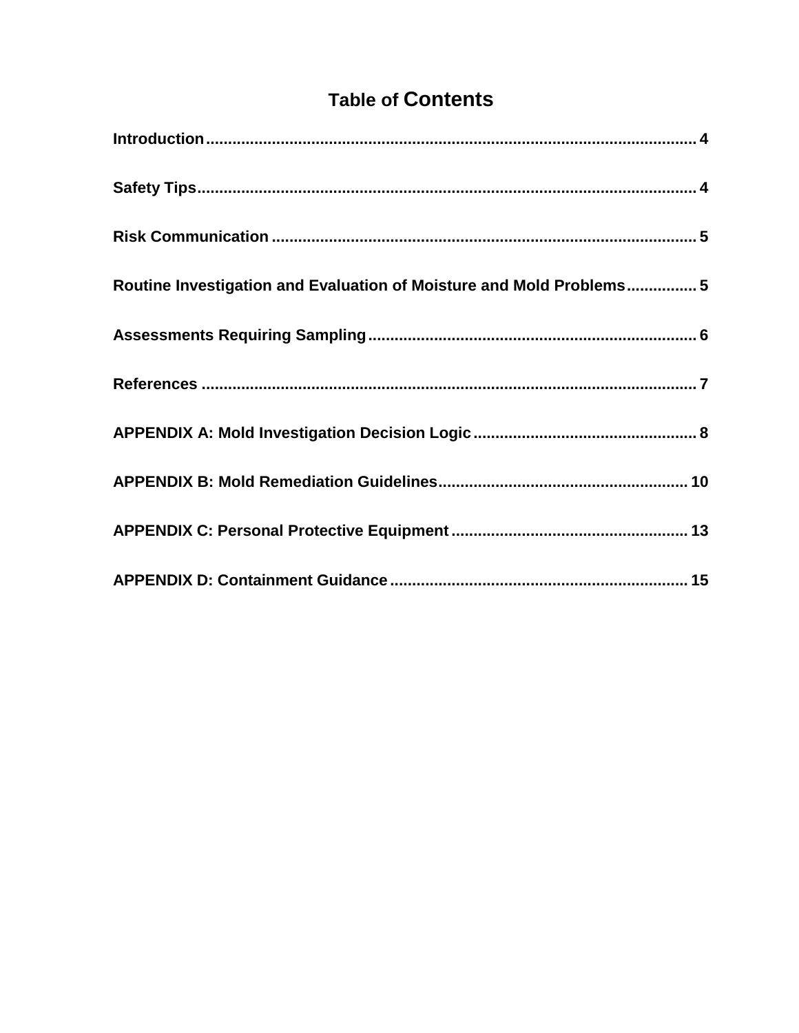# Table of Contents

**Introduction** .......... 4

**Safety Tips** .......... 4

**Risk Communication** .......... 5

**Routine Investigation and Evaluation of Moisture and Mold Problems** .......... 5

**Assessments Requiring Sampling** .......... 6

**References** .......... 7

**APPENDIX A: Mold Investigation Decision Logic** .......... 8

**APPENDIX B: Mold Remediation Guidelines** .......... 10

**APPENDIX C: Personal Protective Equipment** .......... 13

**APPENDIX D: Containment Guidance** .......... 15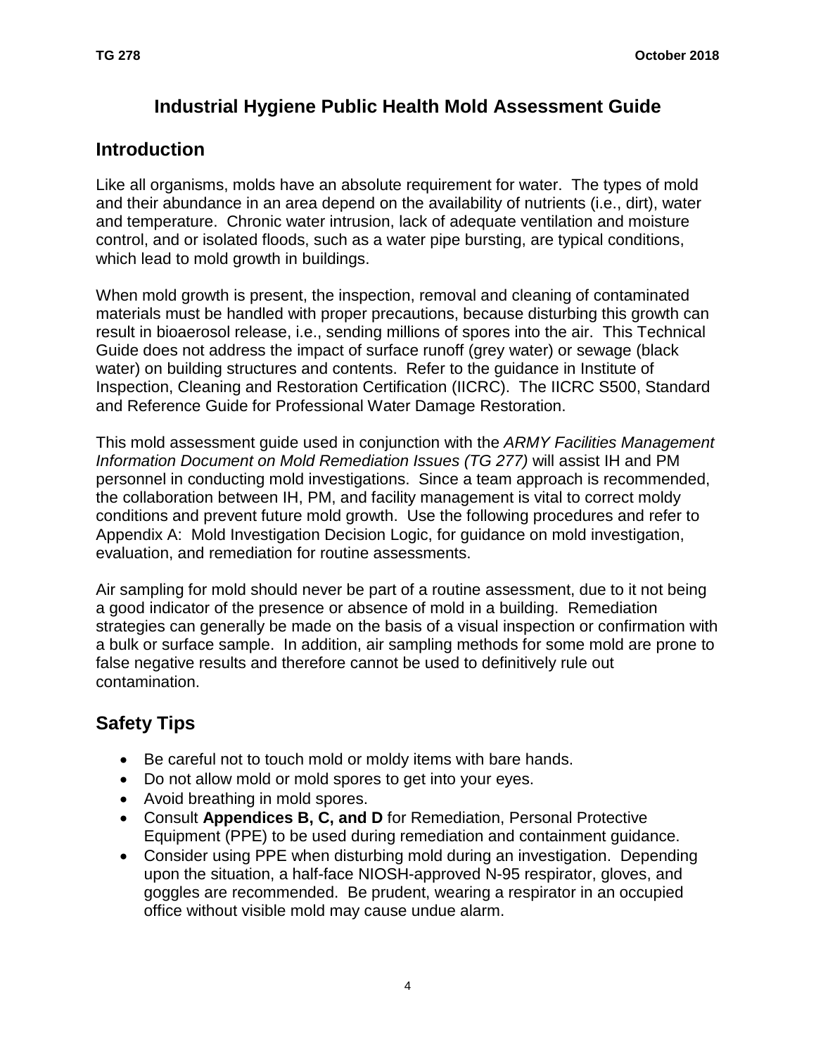# Industrial Hygiene Public Health Mold Assessment Guide

## Introduction

Like all organisms, molds have an absolute requirement for water. The types of mold and their abundance in an area depend on the availability of nutrients (i.e., dirt), water and temperature. Chronic water intrusion, lack of adequate ventilation and moisture control, and or isolated floods, such as a water pipe bursting, are typical conditions, which lead to mold growth in buildings.

When mold growth is present, the inspection, removal and cleaning of contaminated materials must be handled with proper precautions, because disturbing this growth can result in bioaerosol release, i.e., sending millions of spores into the air. This Technical Guide does not address the impact of surface runoff (grey water) or sewage (black water) on building structures and contents. Refer to the guidance in Institute of Inspection, Cleaning and Restoration Certification (IICRC). The IICRC S500, Standard and Reference Guide for Professional Water Damage Restoration.

This mold assessment guide used in conjunction with the *ARMY Facilities Management Information Document on Mold Remediation Issues (TG 277)* will assist IH and PM personnel in conducting mold investigations. Since a team approach is recommended, the collaboration between IH, PM, and facility management is vital to correct moldy conditions and prevent future mold growth. Use the following procedures and refer to Appendix A: Mold Investigation Decision Logic, for guidance on mold investigation, evaluation, and remediation for routine assessments.

Air sampling for mold should never be part of a routine assessment, due to it not being a good indicator of the presence or absence of mold in a building. Remediation strategies can generally be made on the basis of a visual inspection or confirmation with a bulk or surface sample. In addition, air sampling methods for some mold are prone to false negative results and therefore cannot be used to definitively rule out contamination.

## Safety Tips

- Be careful not to touch mold or moldy items with bare hands.
- Do not allow mold or mold spores to get into your eyes.
- Avoid breathing in mold spores.
- Consult **Appendices B, C, and D** for Remediation, Personal Protective Equipment (PPE) to be used during remediation and containment guidance.
- Consider using PPE when disturbing mold during an investigation. Depending upon the situation, a half-face NIOSH-approved N-95 respirator, gloves, and goggles are recommended. Be prudent, wearing a respirator in an occupied office without visible mold may cause undue alarm.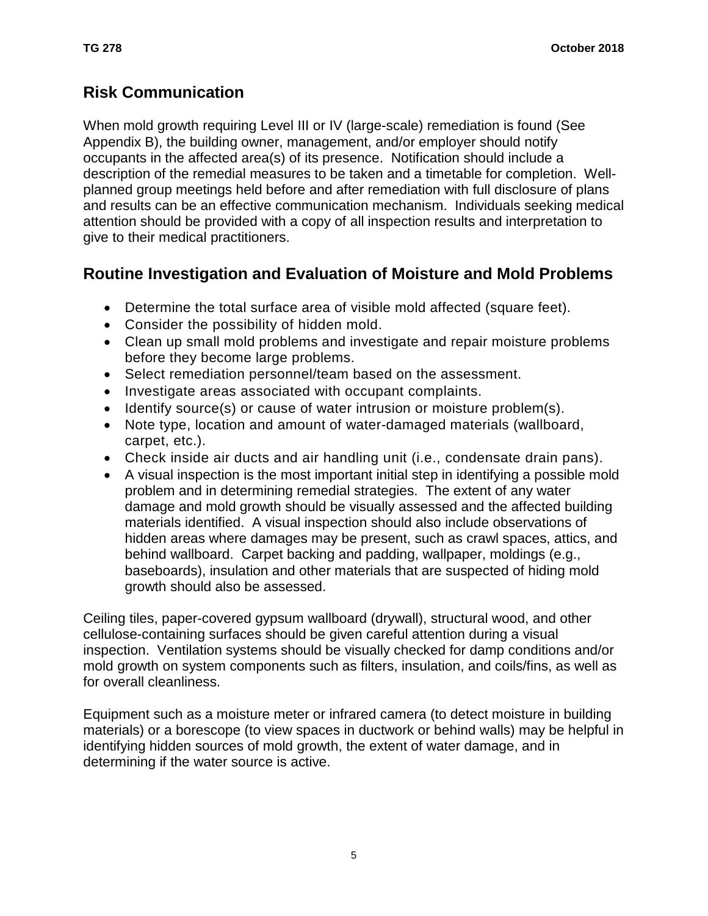## Risk Communication

When mold growth requiring Level III or IV (large-scale) remediation is found (See Appendix B), the building owner, management, and/or employer should notify occupants in the affected area(s) of its presence. Notification should include a description of the remedial measures to be taken and a timetable for completion. Well-planned group meetings held before and after remediation with full disclosure of plans and results can be an effective communication mechanism. Individuals seeking medical attention should be provided with a copy of all inspection results and interpretation to give to their medical practitioners.

## Routine Investigation and Evaluation of Moisture and Mold Problems

- Determine the total surface area of visible mold affected (square feet).
- Consider the possibility of hidden mold.
- Clean up small mold problems and investigate and repair moisture problems before they become large problems.
- Select remediation personnel/team based on the assessment.
- Investigate areas associated with occupant complaints.
- Identify source(s) or cause of water intrusion or moisture problem(s).
- Note type, location and amount of water-damaged materials (wallboard, carpet, etc.).
- Check inside air ducts and air handling unit (i.e., condensate drain pans).
- A visual inspection is the most important initial step in identifying a possible mold problem and in determining remedial strategies. The extent of any water damage and mold growth should be visually assessed and the affected building materials identified. A visual inspection should also include observations of hidden areas where damages may be present, such as crawl spaces, attics, and behind wallboard. Carpet backing and padding, wallpaper, moldings (e.g., baseboards), insulation and other materials that are suspected of hiding mold growth should also be assessed.

Ceiling tiles, paper-covered gypsum wallboard (drywall), structural wood, and other cellulose-containing surfaces should be given careful attention during a visual inspection. Ventilation systems should be visually checked for damp conditions and/or mold growth on system components such as filters, insulation, and coils/fins, as well as for overall cleanliness.

Equipment such as a moisture meter or infrared camera (to detect moisture in building materials) or a borescope (to view spaces in ductwork or behind walls) may be helpful in identifying hidden sources of mold growth, the extent of water damage, and in determining if the water source is active.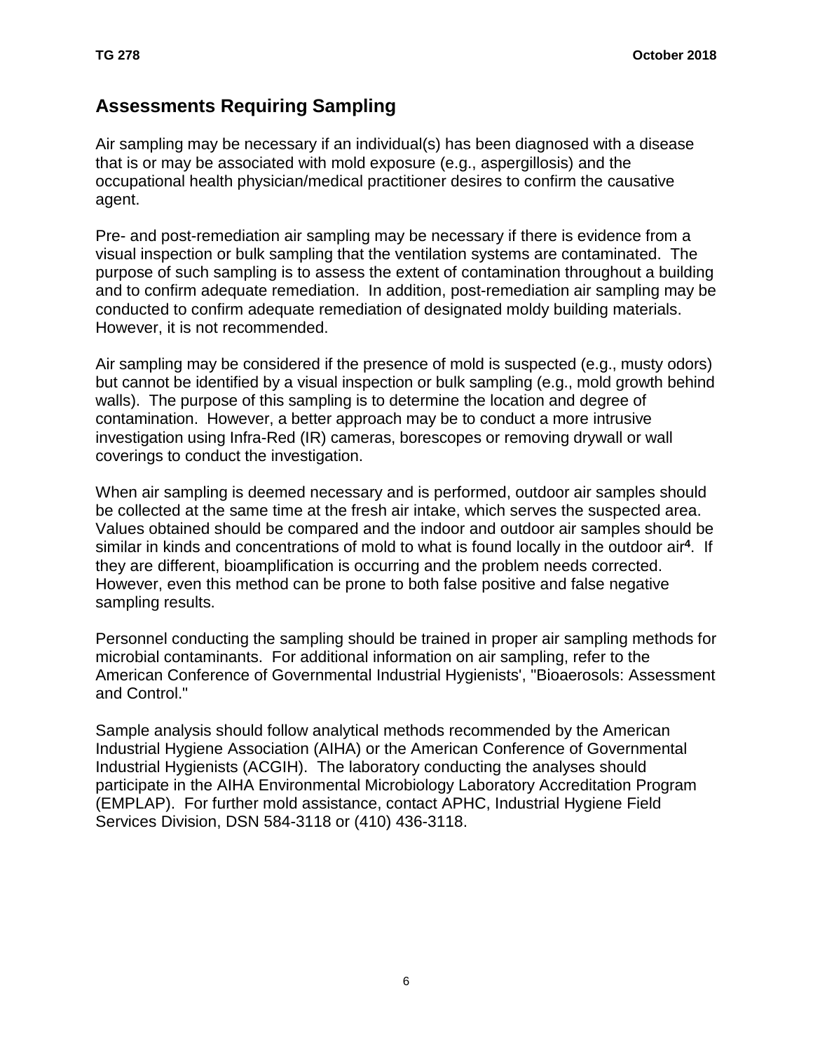## Assessments Requiring Sampling

Air sampling may be necessary if an individual(s) has been diagnosed with a disease that is or may be associated with mold exposure (e.g., aspergillosis) and the occupational health physician/medical practitioner desires to confirm the causative agent.

Pre- and post-remediation air sampling may be necessary if there is evidence from a visual inspection or bulk sampling that the ventilation systems are contaminated. The purpose of such sampling is to assess the extent of contamination throughout a building and to confirm adequate remediation. In addition, post-remediation air sampling may be conducted to confirm adequate remediation of designated moldy building materials. However, it is not recommended.

Air sampling may be considered if the presence of mold is suspected (e.g., musty odors) but cannot be identified by a visual inspection or bulk sampling (e.g., mold growth behind walls). The purpose of this sampling is to determine the location and degree of contamination. However, a better approach may be to conduct a more intrusive investigation using Infra-Red (IR) cameras, borescopes or removing drywall or wall coverings to conduct the investigation.

When air sampling is deemed necessary and is performed, outdoor air samples should be collected at the same time at the fresh air intake, which serves the suspected area. Values obtained should be compared and the indoor and outdoor air samples should be similar in kinds and concentrations of mold to what is found locally in the outdoor air[4]. If they are different, bioamplification is occurring and the problem needs corrected. However, even this method can be prone to both false positive and false negative sampling results.

Personnel conducting the sampling should be trained in proper air sampling methods for microbial contaminants. For additional information on air sampling, refer to the American Conference of Governmental Industrial Hygienists', "Bioaerosols: Assessment and Control."

Sample analysis should follow analytical methods recommended by the American Industrial Hygiene Association (AIHA) or the American Conference of Governmental Industrial Hygienists (ACGIH). The laboratory conducting the analyses should participate in the AIHA Environmental Microbiology Laboratory Accreditation Program (EMPLAP). For further mold assistance, contact APHC, Industrial Hygiene Field Services Division, DSN 584-3118 or (410) 436-3118.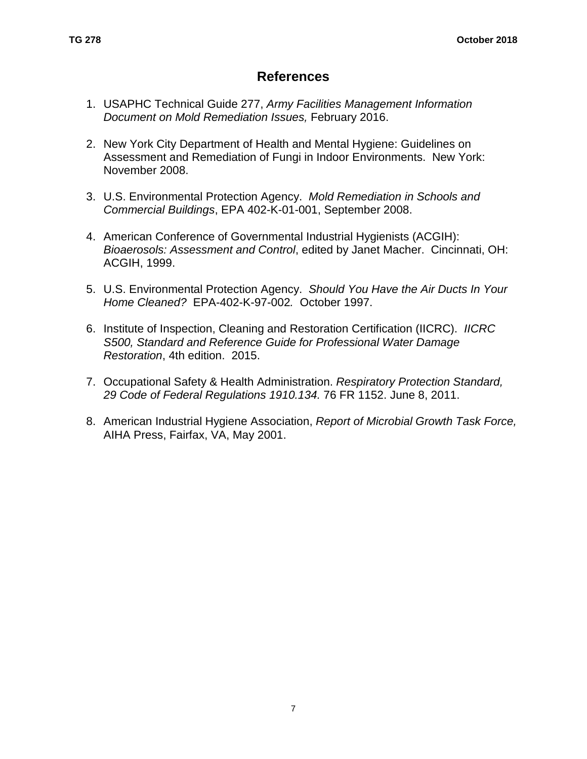# References

1. USAPHC Technical Guide 277, *Army Facilities Management Information Document on Mold Remediation Issues,* February 2016.

2. New York City Department of Health and Mental Hygiene: Guidelines on Assessment and Remediation of Fungi in Indoor Environments. New York: November 2008.

3. U.S. Environmental Protection Agency. *Mold Remediation in Schools and Commercial Buildings*, EPA 402-K-01-001, September 2008.

4. American Conference of Governmental Industrial Hygienists (ACGIH): *Bioaerosols: Assessment and Control*, edited by Janet Macher. Cincinnati, OH: ACGIH, 1999.

5. U.S. Environmental Protection Agency. *Should You Have the Air Ducts In Your Home Cleaned?* EPA-402-K-97-002. October 1997.

6. Institute of Inspection, Cleaning and Restoration Certification (IICRC). *IICRC S500, Standard and Reference Guide for Professional Water Damage Restoration*, 4th edition. 2015.

7. Occupational Safety & Health Administration. *Respiratory Protection Standard, 29 Code of Federal Regulations 1910.134.* 76 FR 1152. June 8, 2011.

8. American Industrial Hygiene Association, *Report of Microbial Growth Task Force,* AIHA Press, Fairfax, VA, May 2001.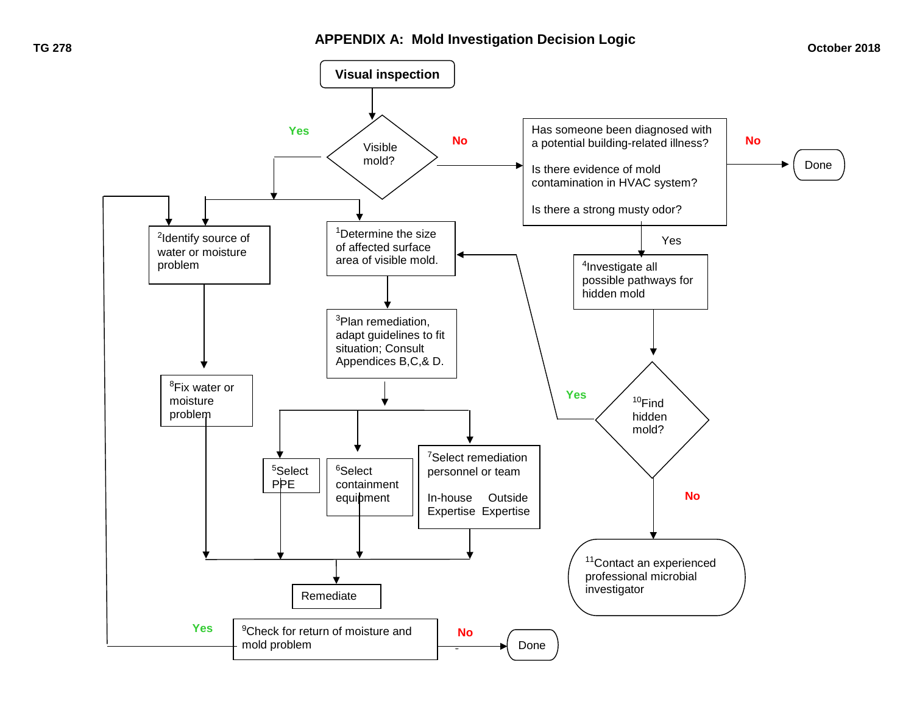# APPENDIX A: Mold Investigation Decision Logic

Visual inspection

Visible mold?

Yes

No

Has someone been diagnosed with a potential building-related illness?

Is there evidence of mold contamination in HVAC system?

Is there a strong musty odor?

No

Done

Yes

[2]Identify source of water or moisture problem

[1]Determine the size of affected surface area of visible mold.

[4]Investigate all possible pathways for hidden mold

[3]Plan remediation, adapt guidelines to fit situation; Consult Appendices B,C,& D.

[8]Fix water or moisture problem

Yes

[10]Find hidden mold?

[5]Select PPE

[6]Select containment equipment

[7]Select remediation personnel or team

In-house Expertise

Outside Expertise

No

[11]Contact an experienced professional microbial investigator

Remediate

Yes

[9]Check for return of moisture and mold problem

No

Done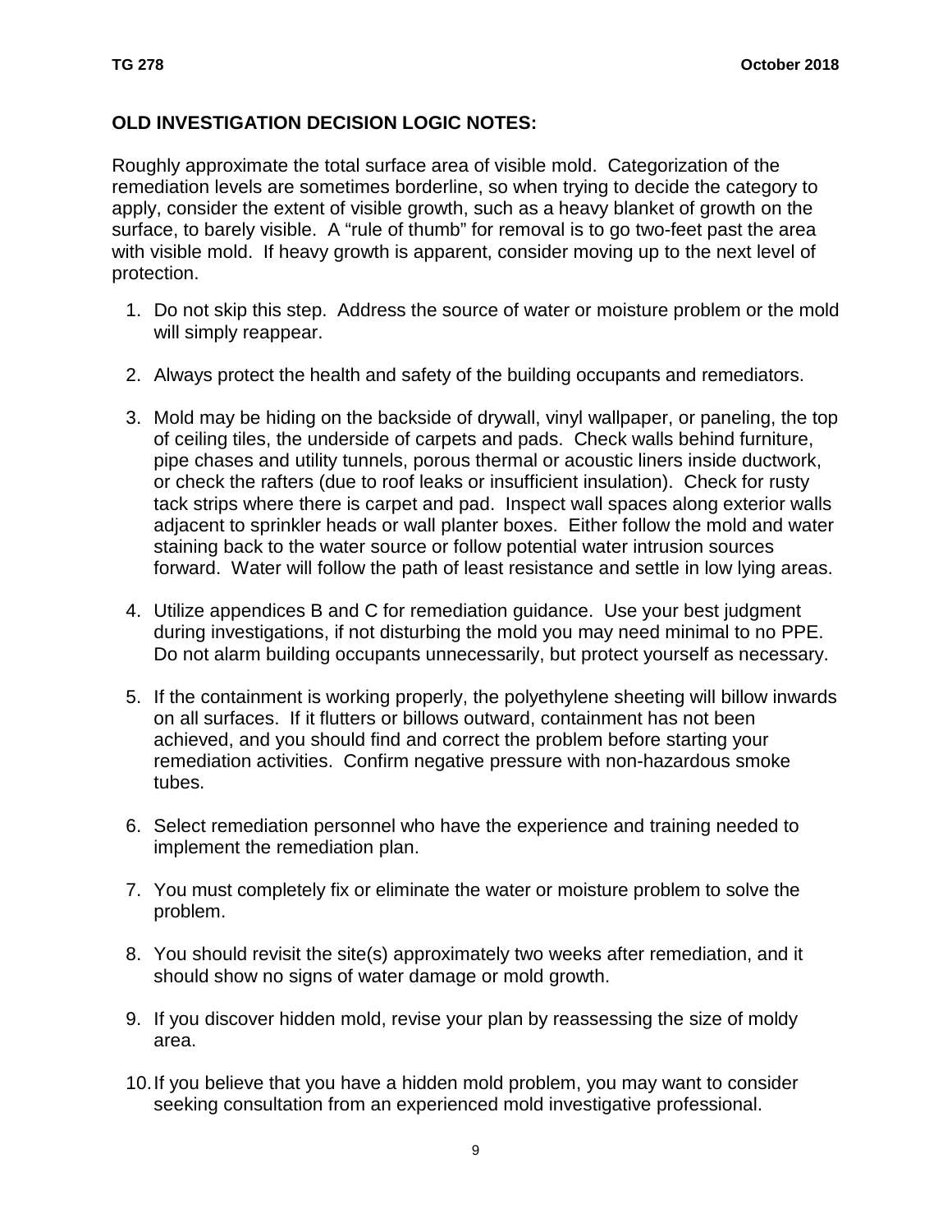## OLD INVESTIGATION DECISION LOGIC NOTES:

Roughly approximate the total surface area of visible mold. Categorization of the remediation levels are sometimes borderline, so when trying to decide the category to apply, consider the extent of visible growth, such as a heavy blanket of growth on the surface, to barely visible. A "rule of thumb" for removal is to go two-feet past the area with visible mold. If heavy growth is apparent, consider moving up to the next level of protection.

1. Do not skip this step. Address the source of water or moisture problem or the mold will simply reappear.

2. Always protect the health and safety of the building occupants and remediators.

3. Mold may be hiding on the backside of drywall, vinyl wallpaper, or paneling, the top of ceiling tiles, the underside of carpets and pads. Check walls behind furniture, pipe chases and utility tunnels, porous thermal or acoustic liners inside ductwork, or check the rafters (due to roof leaks or insufficient insulation). Check for rusty tack strips where there is carpet and pad. Inspect wall spaces along exterior walls adjacent to sprinkler heads or wall planter boxes. Either follow the mold and water staining back to the water source or follow potential water intrusion sources forward. Water will follow the path of least resistance and settle in low lying areas.

4. Utilize appendices B and C for remediation guidance. Use your best judgment during investigations, if not disturbing the mold you may need minimal to no PPE. Do not alarm building occupants unnecessarily, but protect yourself as necessary.

5. If the containment is working properly, the polyethylene sheeting will billow inwards on all surfaces. If it flutters or billows outward, containment has not been achieved, and you should find and correct the problem before starting your remediation activities. Confirm negative pressure with non-hazardous smoke tubes.

6. Select remediation personnel who have the experience and training needed to implement the remediation plan.

7. You must completely fix or eliminate the water or moisture problem to solve the problem.

8. You should revisit the site(s) approximately two weeks after remediation, and it should show no signs of water damage or mold growth.

9. If you discover hidden mold, revise your plan by reassessing the size of moldy area.

10. If you believe that you have a hidden mold problem, you may want to consider seeking consultation from an experienced mold investigative professional.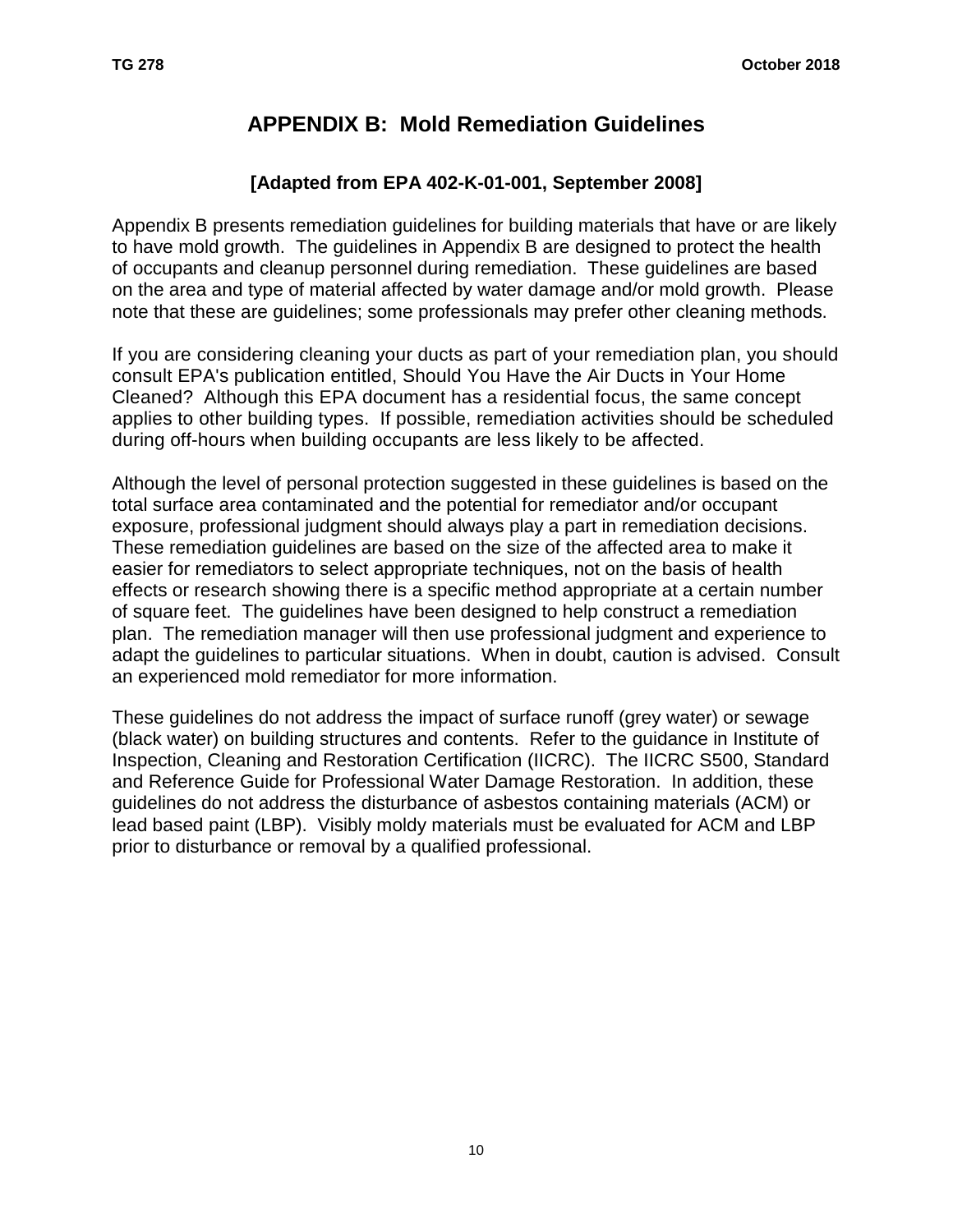# APPENDIX B: Mold Remediation Guidelines

### [Adapted from EPA 402-K-01-001, September 2008]

Appendix B presents remediation guidelines for building materials that have or are likely to have mold growth. The guidelines in Appendix B are designed to protect the health of occupants and cleanup personnel during remediation. These guidelines are based on the area and type of material affected by water damage and/or mold growth. Please note that these are guidelines; some professionals may prefer other cleaning methods.

If you are considering cleaning your ducts as part of your remediation plan, you should consult EPA's publication entitled, Should You Have the Air Ducts in Your Home Cleaned? Although this EPA document has a residential focus, the same concept applies to other building types. If possible, remediation activities should be scheduled during off-hours when building occupants are less likely to be affected.

Although the level of personal protection suggested in these guidelines is based on the total surface area contaminated and the potential for remediator and/or occupant exposure, professional judgment should always play a part in remediation decisions. These remediation guidelines are based on the size of the affected area to make it easier for remediators to select appropriate techniques, not on the basis of health effects or research showing there is a specific method appropriate at a certain number of square feet. The guidelines have been designed to help construct a remediation plan. The remediation manager will then use professional judgment and experience to adapt the guidelines to particular situations. When in doubt, caution is advised. Consult an experienced mold remediator for more information.

These guidelines do not address the impact of surface runoff (grey water) or sewage (black water) on building structures and contents. Refer to the guidance in Institute of Inspection, Cleaning and Restoration Certification (IICRC). The IICRC S500, Standard and Reference Guide for Professional Water Damage Restoration. In addition, these guidelines do not address the disturbance of asbestos containing materials (ACM) or lead based paint (LBP). Visibly moldy materials must be evaluated for ACM and LBP prior to disturbance or removal by a qualified professional.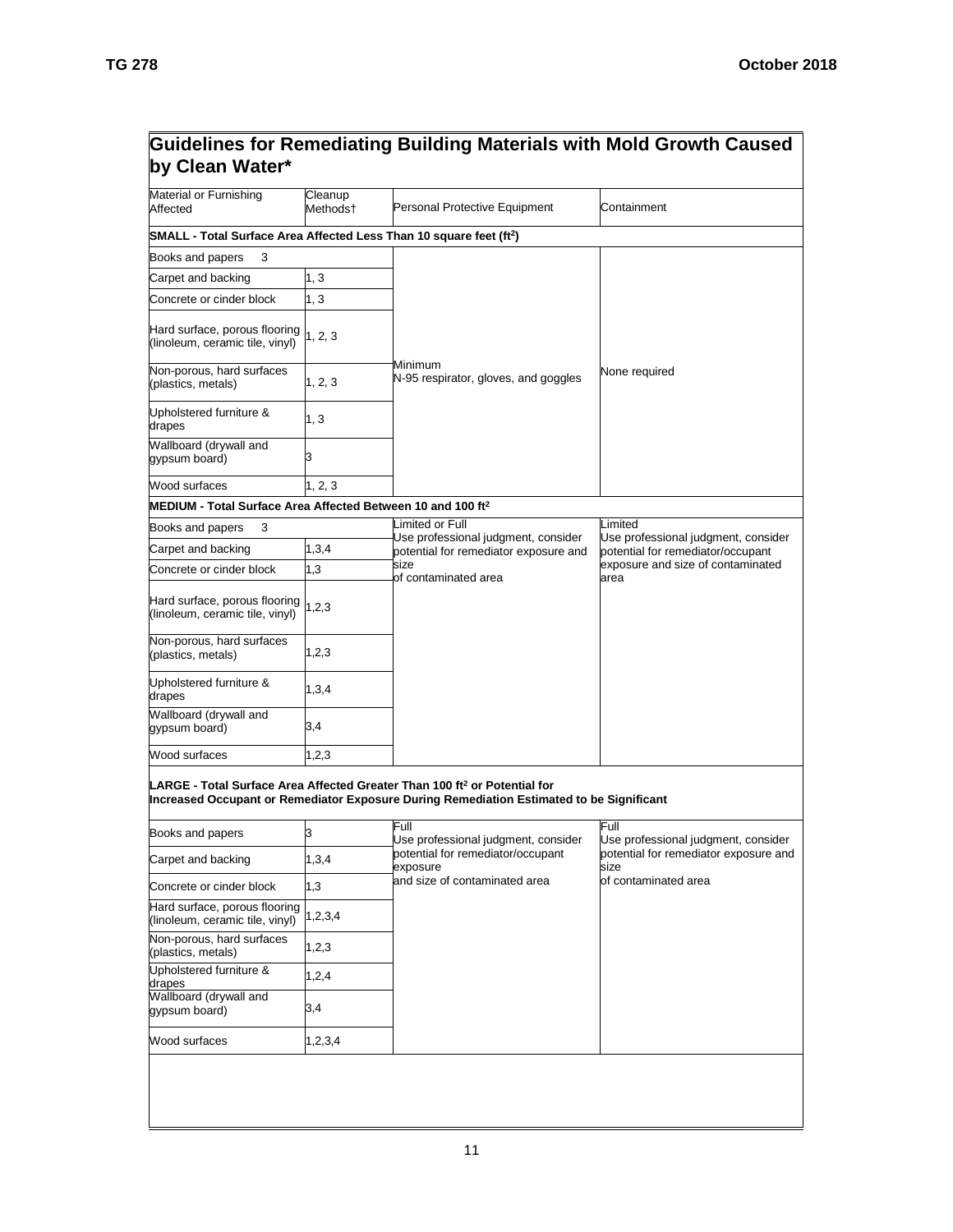## Guidelines for Remediating Building Materials with Mold Growth Caused by Clean Water*

| Material or Furnishing Affected | Cleanup Methods† | Personal Protective Equipment | Containment |
|---|---|---|---|
| **SMALL - Total Surface Area Affected Less Than 10 square feet ($ft^2$)** | | | |
| Books and papers | 3 | Minimum<br>N-95 respirator, gloves, and goggles | None required |
| Carpet and backing | 1, 3 | | |
| Concrete or cinder block | 1, 3 | | |
| Hard surface, porous flooring (linoleum, ceramic tile, vinyl) | 1, 2, 3 | | |
| Non-porous, hard surfaces (plastics, metals) | 1, 2, 3 | | |
| Upholstered furniture & drapes | 1, 3 | | |
| Wallboard (drywall and gypsum board) | 3 | | |
| Wood surfaces | 1, 2, 3 | | |
| **MEDIUM - Total Surface Area Affected Between 10 and 100 $ft^2$** | | | |
| Books and papers | 3 | Limited or Full<br>Use professional judgment, consider potential for remediator exposure and size of contaminated area | Limited<br>Use professional judgment, consider potential for remediator/occupant exposure and size of contaminated area |
| Carpet and backing | 1,3,4 | | |
| Concrete or cinder block | 1,3 | | |
| Hard surface, porous flooring (linoleum, ceramic tile, vinyl) | 1,2,3 | | |
| Non-porous, hard surfaces (plastics, metals) | 1,2,3 | | |
| Upholstered furniture & drapes | 1,3,4 | | |
| Wallboard (drywall and gypsum board) | 3,4 | | |
| Wood surfaces | 1,2,3 | | |
| **LARGE - Total Surface Area Affected Greater Than 100 $ft^2$ or Potential for Increased Occupant or Remediator Exposure During Remediation Estimated to be Significant** | | | |
| Books and papers | 3 | Full<br>Use professional judgment, consider potential for remediator/occupant exposure and size of contaminated area | Full<br>Use professional judgment, consider potential for remediator exposure and size of contaminated area |
| Carpet and backing | 1,3,4 | | |
| Concrete or cinder block | 1,3 | | |
| Hard surface, porous flooring (linoleum, ceramic tile, vinyl) | 1,2,3,4 | | |
| Non-porous, hard surfaces (plastics, metals) | 1,2,3 | | |
| Upholstered furniture & drapes | 1,2,4 | | |
| Wallboard (drywall and gypsum board) | 3,4 | | |
| Wood surfaces | 1,2,3,4 | | |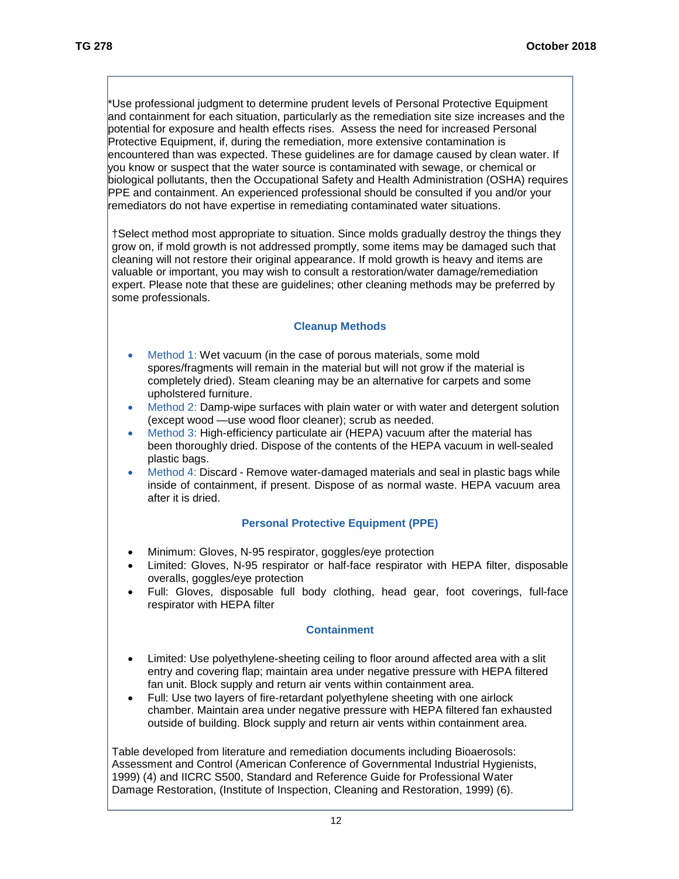*Use professional judgment to determine prudent levels of Personal Protective Equipment and containment for each situation, particularly as the remediation site size increases and the potential for exposure and health effects rises. Assess the need for increased Personal Protective Equipment, if, during the remediation, more extensive contamination is encountered than was expected. These guidelines are for damage caused by clean water. If you know or suspect that the water source is contaminated with sewage, or chemical or biological pollutants, then the Occupational Safety and Health Administration (OSHA) requires PPE and containment. An experienced professional should be consulted if you and/or your remediators do not have expertise in remediating contaminated water situations.

†Select method most appropriate to situation. Since molds gradually destroy the things they grow on, if mold growth is not addressed promptly, some items may be damaged such that cleaning will not restore their original appearance. If mold growth is heavy and items are valuable or important, you may wish to consult a restoration/water damage/remediation expert. Please note that these are guidelines; other cleaning methods may be preferred by some professionals.

### Cleanup Methods

- Method 1: Wet vacuum (in the case of porous materials, some mold spores/fragments will remain in the material but will not grow if the material is completely dried). Steam cleaning may be an alternative for carpets and some upholstered furniture.
- Method 2: Damp-wipe surfaces with plain water or with water and detergent solution (except wood —use wood floor cleaner); scrub as needed.
- Method 3: High-efficiency particulate air (HEPA) vacuum after the material has been thoroughly dried. Dispose of the contents of the HEPA vacuum in well-sealed plastic bags.
- Method 4: Discard - Remove water-damaged materials and seal in plastic bags while inside of containment, if present. Dispose of as normal waste. HEPA vacuum area after it is dried.

### Personal Protective Equipment (PPE)

- Minimum: Gloves, N-95 respirator, goggles/eye protection
- Limited: Gloves, N-95 respirator or half-face respirator with HEPA filter, disposable overalls, goggles/eye protection
- Full: Gloves, disposable full body clothing, head gear, foot coverings, full-face respirator with HEPA filter

### Containment

- Limited: Use polyethylene-sheeting ceiling to floor around affected area with a slit entry and covering flap; maintain area under negative pressure with HEPA filtered fan unit. Block supply and return air vents within containment area.
- Full: Use two layers of fire-retardant polyethylene sheeting with one airlock chamber. Maintain area under negative pressure with HEPA filtered fan exhausted outside of building. Block supply and return air vents within containment area.

Table developed from literature and remediation documents including Bioaerosols: Assessment and Control (American Conference of Governmental Industrial Hygienists, 1999) (4) and IICRC S500, Standard and Reference Guide for Professional Water Damage Restoration, (Institute of Inspection, Cleaning and Restoration, 1999) (6).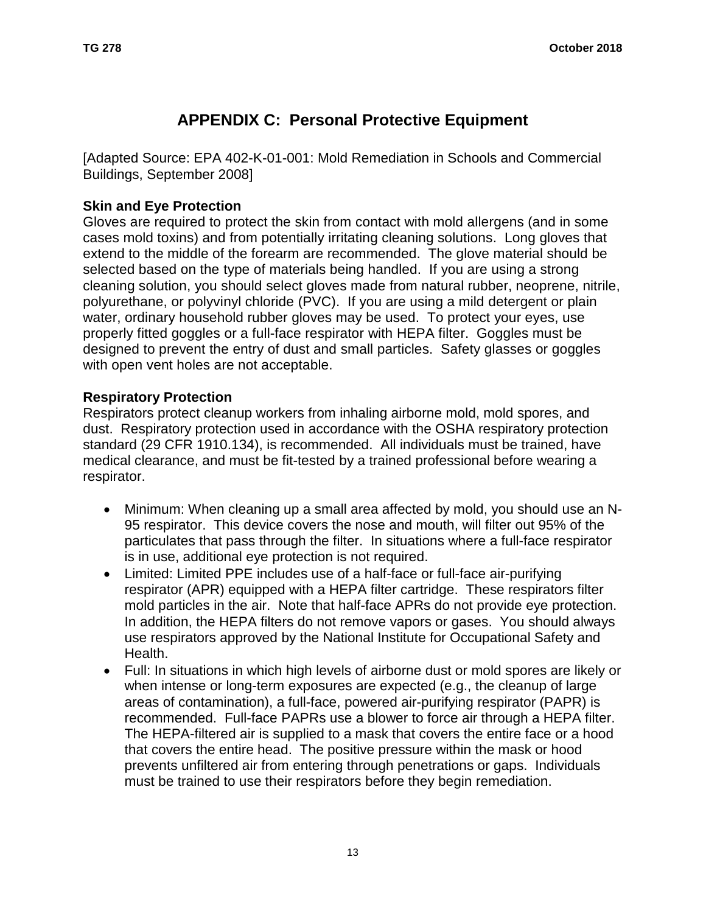# APPENDIX C: Personal Protective Equipment

[Adapted Source: EPA 402-K-01-001: Mold Remediation in Schools and Commercial Buildings, September 2008]

**Skin and Eye Protection**

Gloves are required to protect the skin from contact with mold allergens (and in some cases mold toxins) and from potentially irritating cleaning solutions. Long gloves that extend to the middle of the forearm are recommended. The glove material should be selected based on the type of materials being handled. If you are using a strong cleaning solution, you should select gloves made from natural rubber, neoprene, nitrile, polyurethane, or polyvinyl chloride (PVC). If you are using a mild detergent or plain water, ordinary household rubber gloves may be used. To protect your eyes, use properly fitted goggles or a full-face respirator with HEPA filter. Goggles must be designed to prevent the entry of dust and small particles. Safety glasses or goggles with open vent holes are not acceptable.

**Respiratory Protection**

Respirators protect cleanup workers from inhaling airborne mold, mold spores, and dust. Respiratory protection used in accordance with the OSHA respiratory protection standard (29 CFR 1910.134), is recommended. All individuals must be trained, have medical clearance, and must be fit-tested by a trained professional before wearing a respirator.

- Minimum: When cleaning up a small area affected by mold, you should use an N-95 respirator. This device covers the nose and mouth, will filter out 95% of the particulates that pass through the filter. In situations where a full-face respirator is in use, additional eye protection is not required.
- Limited: Limited PPE includes use of a half-face or full-face air-purifying respirator (APR) equipped with a HEPA filter cartridge. These respirators filter mold particles in the air. Note that half-face APRs do not provide eye protection. In addition, the HEPA filters do not remove vapors or gases. You should always use respirators approved by the National Institute for Occupational Safety and Health.
- Full: In situations in which high levels of airborne dust or mold spores are likely or when intense or long-term exposures are expected (e.g., the cleanup of large areas of contamination), a full-face, powered air-purifying respirator (PAPR) is recommended. Full-face PAPRs use a blower to force air through a HEPA filter. The HEPA-filtered air is supplied to a mask that covers the entire face or a hood that covers the entire head. The positive pressure within the mask or hood prevents unfiltered air from entering through penetrations or gaps. Individuals must be trained to use their respirators before they begin remediation.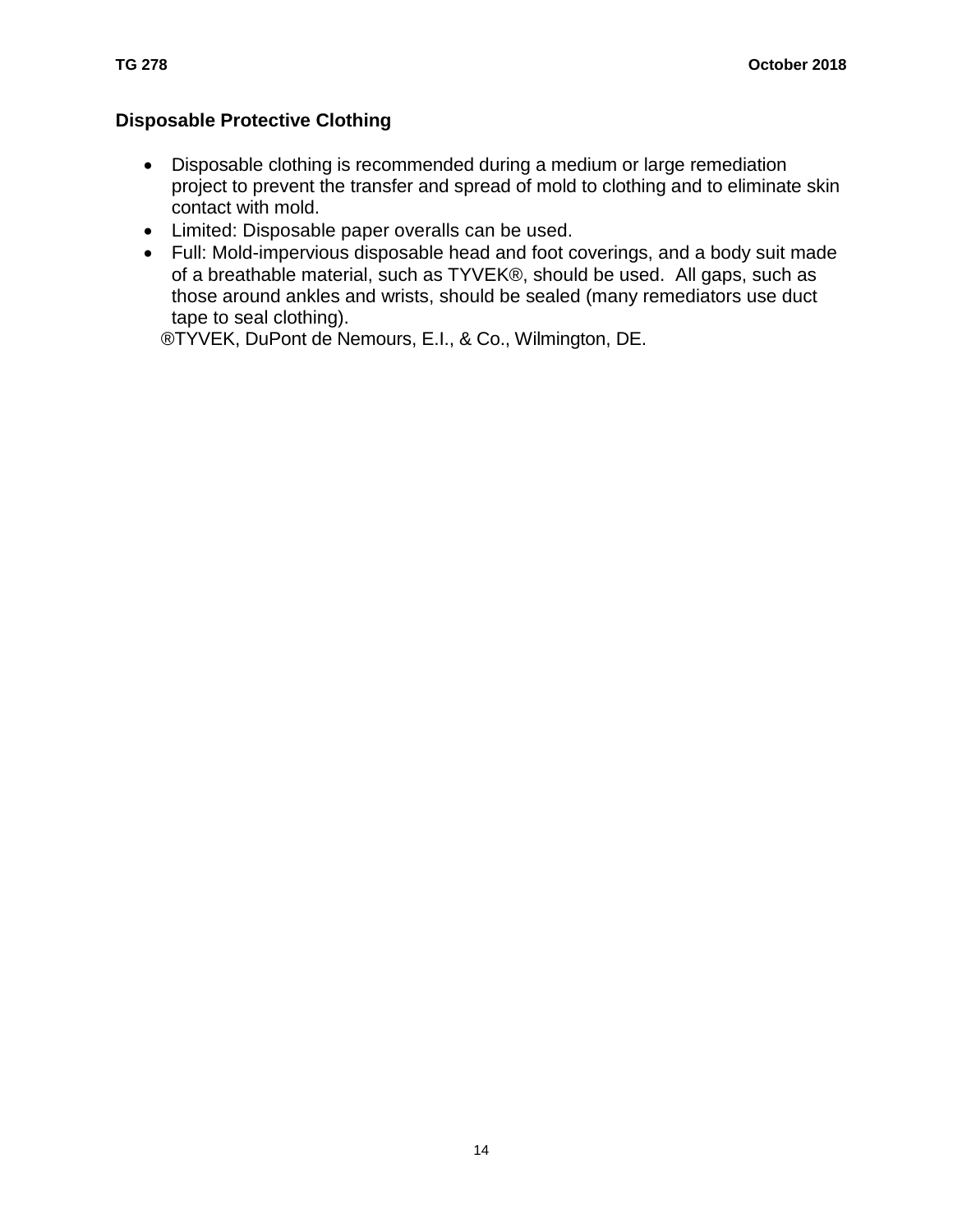### Disposable Protective Clothing

- Disposable clothing is recommended during a medium or large remediation project to prevent the transfer and spread of mold to clothing and to eliminate skin contact with mold.
- Limited: Disposable paper overalls can be used.
- Full: Mold-impervious disposable head and foot coverings, and a body suit made of a breathable material, such as TYVEK®, should be used. All gaps, such as those around ankles and wrists, should be sealed (many remediators use duct tape to seal clothing).

®TYVEK, DuPont de Nemours, E.I., & Co., Wilmington, DE.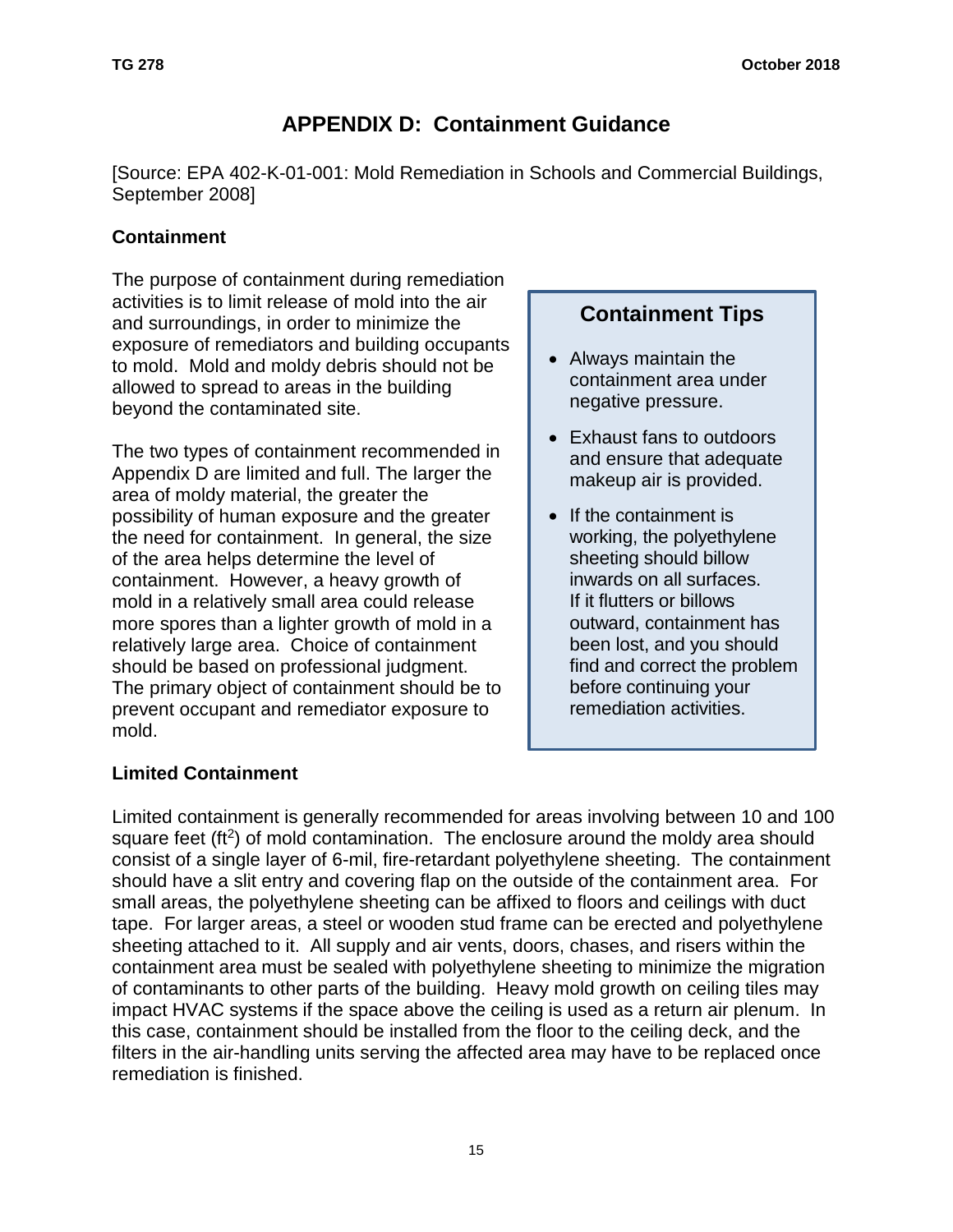# APPENDIX D: Containment Guidance

[Source: EPA 402-K-01-001: Mold Remediation in Schools and Commercial Buildings, September 2008]

### Containment

The purpose of containment during remediation activities is to limit release of mold into the air and surroundings, in order to minimize the exposure of remediators and building occupants to mold. Mold and moldy debris should not be allowed to spread to areas in the building beyond the contaminated site.

The two types of containment recommended in Appendix D are limited and full. The larger the area of moldy material, the greater the possibility of human exposure and the greater the need for containment. In general, the size of the area helps determine the level of containment. However, a heavy growth of mold in a relatively small area could release more spores than a lighter growth of mold in a relatively large area. Choice of containment should be based on professional judgment. The primary object of containment should be to prevent occupant and remediator exposure to mold.

> **Containment Tips**
>
> - Always maintain the containment area under negative pressure.
> - Exhaust fans to outdoors and ensure that adequate makeup air is provided.
> - If the containment is working, the polyethylene sheeting should billow inwards on all surfaces. If it flutters or billows outward, containment has been lost, and you should find and correct the problem before continuing your remediation activities.

### Limited Containment

Limited containment is generally recommended for areas involving between 10 and 100 square feet ($ft^2$) of mold contamination. The enclosure around the moldy area should consist of a single layer of 6-mil, fire-retardant polyethylene sheeting. The containment should have a slit entry and covering flap on the outside of the containment area. For small areas, the polyethylene sheeting can be affixed to floors and ceilings with duct tape. For larger areas, a steel or wooden stud frame can be erected and polyethylene sheeting attached to it. All supply and air vents, doors, chases, and risers within the containment area must be sealed with polyethylene sheeting to minimize the migration of contaminants to other parts of the building. Heavy mold growth on ceiling tiles may impact HVAC systems if the space above the ceiling is used as a return air plenum. In this case, containment should be installed from the floor to the ceiling deck, and the filters in the air-handling units serving the affected area may have to be replaced once remediation is finished.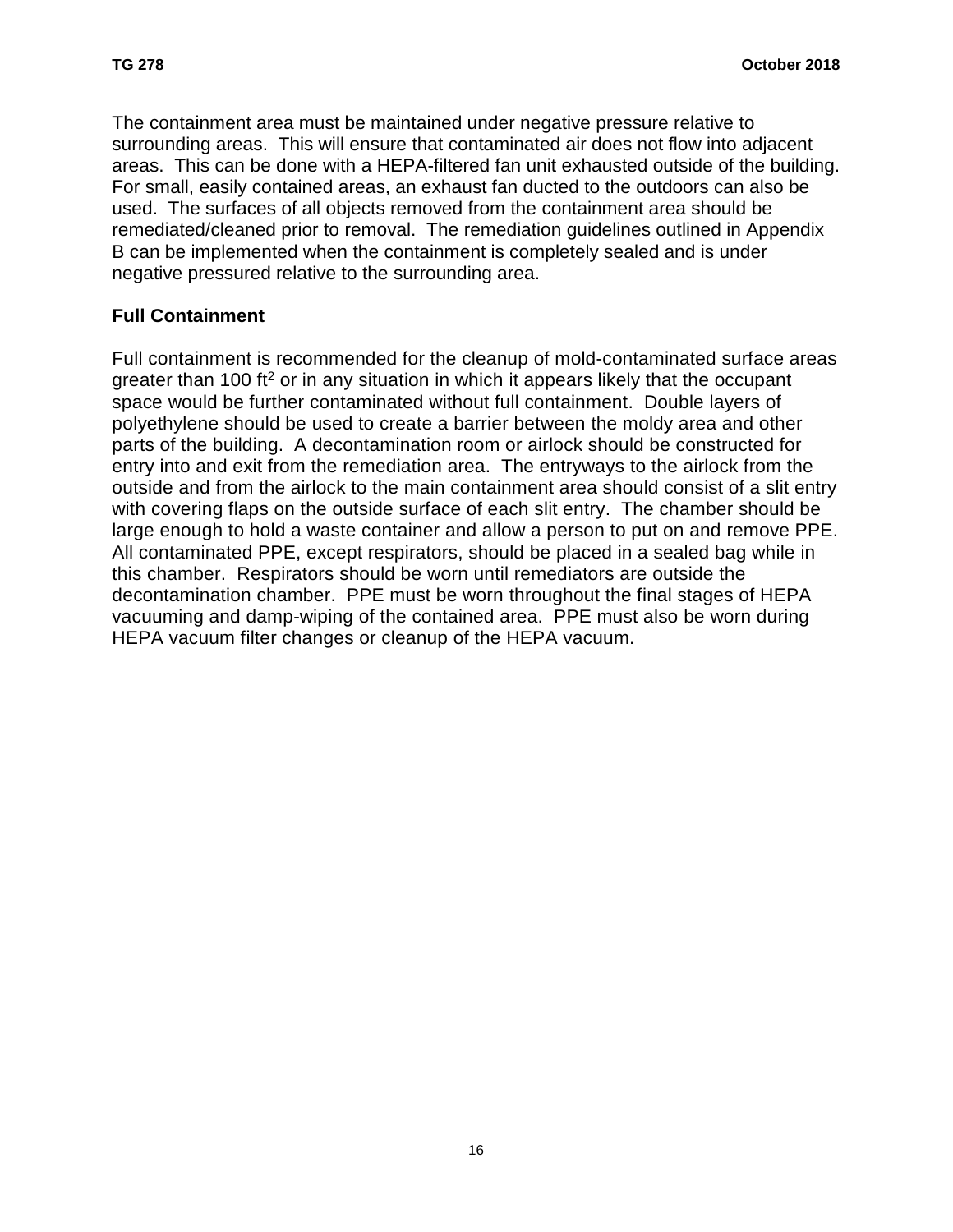The containment area must be maintained under negative pressure relative to surrounding areas. This will ensure that contaminated air does not flow into adjacent areas. This can be done with a HEPA-filtered fan unit exhausted outside of the building. For small, easily contained areas, an exhaust fan ducted to the outdoors can also be used. The surfaces of all objects removed from the containment area should be remediated/cleaned prior to removal. The remediation guidelines outlined in Appendix B can be implemented when the containment is completely sealed and is under negative pressured relative to the surrounding area.

## Full Containment

Full containment is recommended for the cleanup of mold-contaminated surface areas greater than 100 $ft^2$ or in any situation in which it appears likely that the occupant space would be further contaminated without full containment. Double layers of polyethylene should be used to create a barrier between the moldy area and other parts of the building. A decontamination room or airlock should be constructed for entry into and exit from the remediation area. The entryways to the airlock from the outside and from the airlock to the main containment area should consist of a slit entry with covering flaps on the outside surface of each slit entry. The chamber should be large enough to hold a waste container and allow a person to put on and remove PPE. All contaminated PPE, except respirators, should be placed in a sealed bag while in this chamber. Respirators should be worn until remediators are outside the decontamination chamber. PPE must be worn throughout the final stages of HEPA vacuuming and damp-wiping of the contained area. PPE must also be worn during HEPA vacuum filter changes or cleanup of the HEPA vacuum.